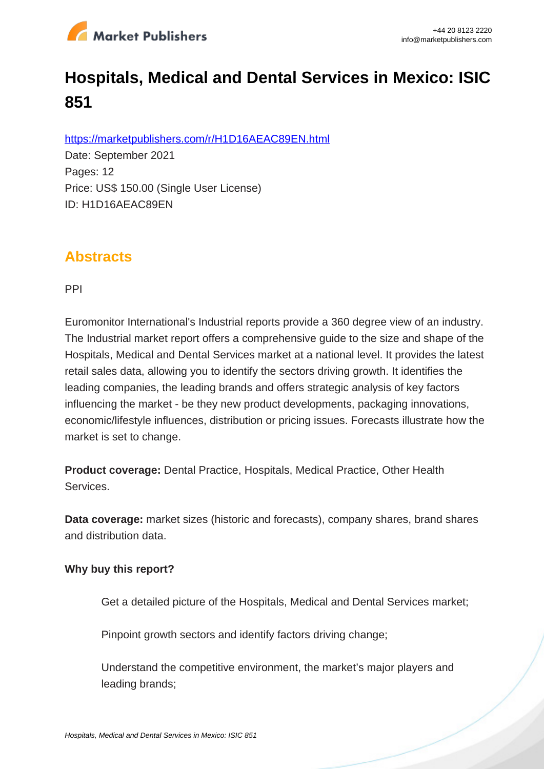# Hospitals, Medical and Dental Services in Mexico: ISIC 851

https://marketpublishers.com/r/H1D16AEAC89EN.html

Date: September 2021

Pages: 12

Price: US$ 150.00 (Single User License)

ID: H1D16AEAC89EN

## Abstracts

PPI

Euromonitor International's Industrial reports provide a 360 degree view of an industry. The Industrial market report offers a comprehensive guide to the size and shape of the Hospitals, Medical and Dental Services market at a national level. It provides the latest retail sales data, allowing you to identify the sectors driving growth. It identifies the leading companies, the leading brands and offers strategic analysis of key factors influencing the market - be they new product developments, packaging innovations, economic/lifestyle influences, distribution or pricing issues. Forecasts illustrate how the market is set to change.

**Product coverage:** Dental Practice, Hospitals, Medical Practice, Other Health Services.

**Data coverage:** market sizes (historic and forecasts), company shares, brand shares and distribution data.

**Why buy this report?**

Get a detailed picture of the Hospitals, Medical and Dental Services market;

Pinpoint growth sectors and identify factors driving change;

Understand the competitive environment, the market's major players and leading brands;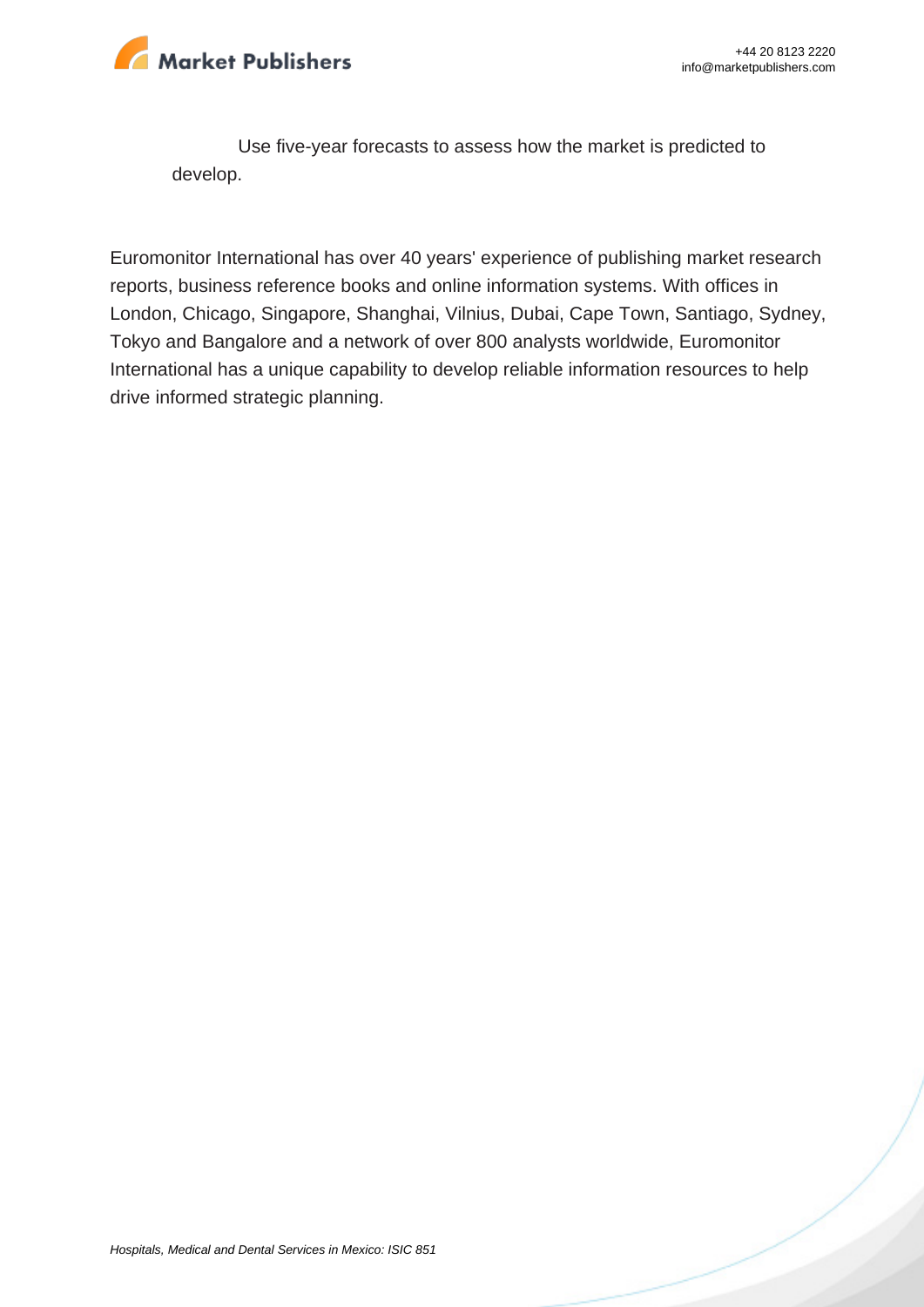Use five-year forecasts to assess how the market is predicted to develop.

Euromonitor International has over 40 years' experience of publishing market research reports, business reference books and online information systems. With offices in London, Chicago, Singapore, Shanghai, Vilnius, Dubai, Cape Town, Santiago, Sydney, Tokyo and Bangalore and a network of over 800 analysts worldwide, Euromonitor International has a unique capability to develop reliable information resources to help drive informed strategic planning.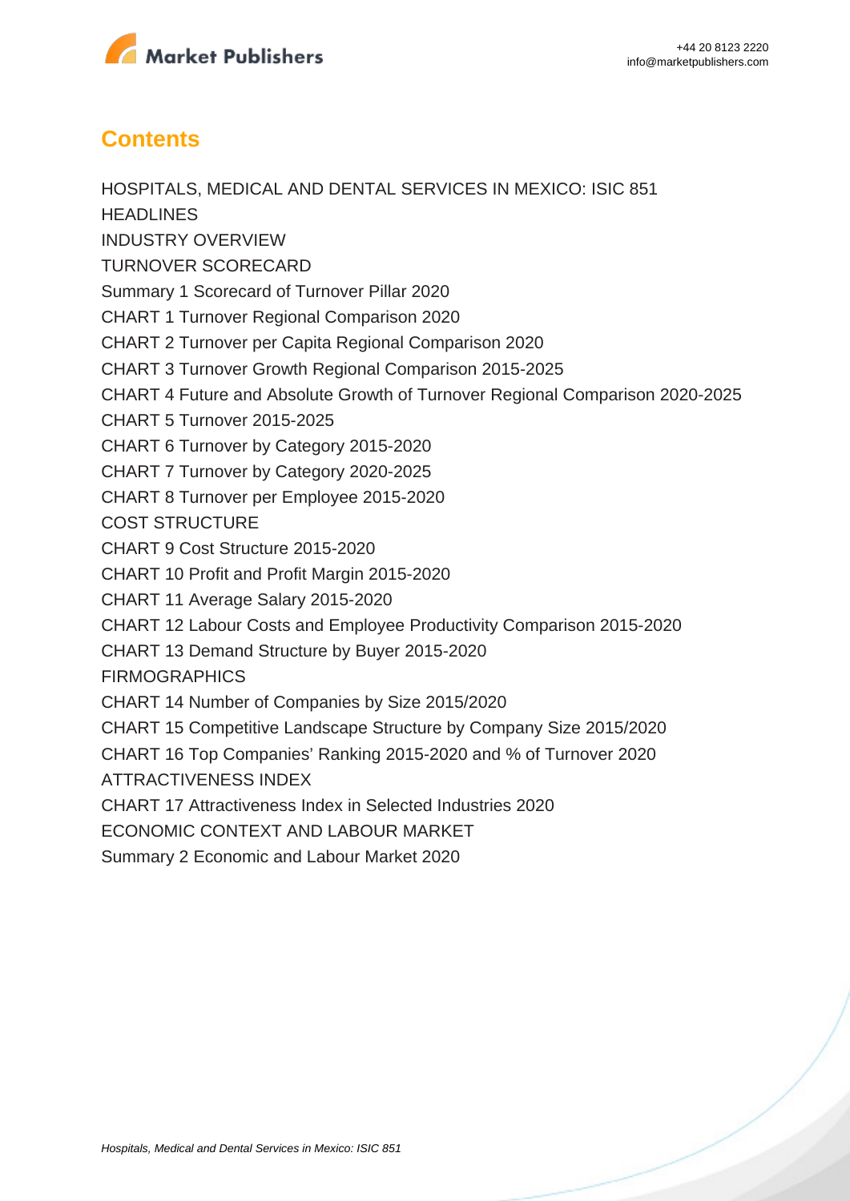## Contents

HOSPITALS, MEDICAL AND DENTAL SERVICES IN MEXICO: ISIC 851

HEADLINES

INDUSTRY OVERVIEW

TURNOVER SCORECARD

Summary 1 Scorecard of Turnover Pillar 2020

CHART 1 Turnover Regional Comparison 2020

CHART 2 Turnover per Capita Regional Comparison 2020

CHART 3 Turnover Growth Regional Comparison 2015-2025

CHART 4 Future and Absolute Growth of Turnover Regional Comparison 2020-2025

CHART 5 Turnover 2015-2025

CHART 6 Turnover by Category 2015-2020

CHART 7 Turnover by Category 2020-2025

CHART 8 Turnover per Employee 2015-2020

COST STRUCTURE

CHART 9 Cost Structure 2015-2020

CHART 10 Profit and Profit Margin 2015-2020

CHART 11 Average Salary 2015-2020

CHART 12 Labour Costs and Employee Productivity Comparison 2015-2020

CHART 13 Demand Structure by Buyer 2015-2020

FIRMOGRAPHICS

CHART 14 Number of Companies by Size 2015/2020

CHART 15 Competitive Landscape Structure by Company Size 2015/2020

CHART 16 Top Companies' Ranking 2015-2020 and % of Turnover 2020

ATTRACTIVENESS INDEX

CHART 17 Attractiveness Index in Selected Industries 2020

ECONOMIC CONTEXT AND LABOUR MARKET

Summary 2 Economic and Labour Market 2020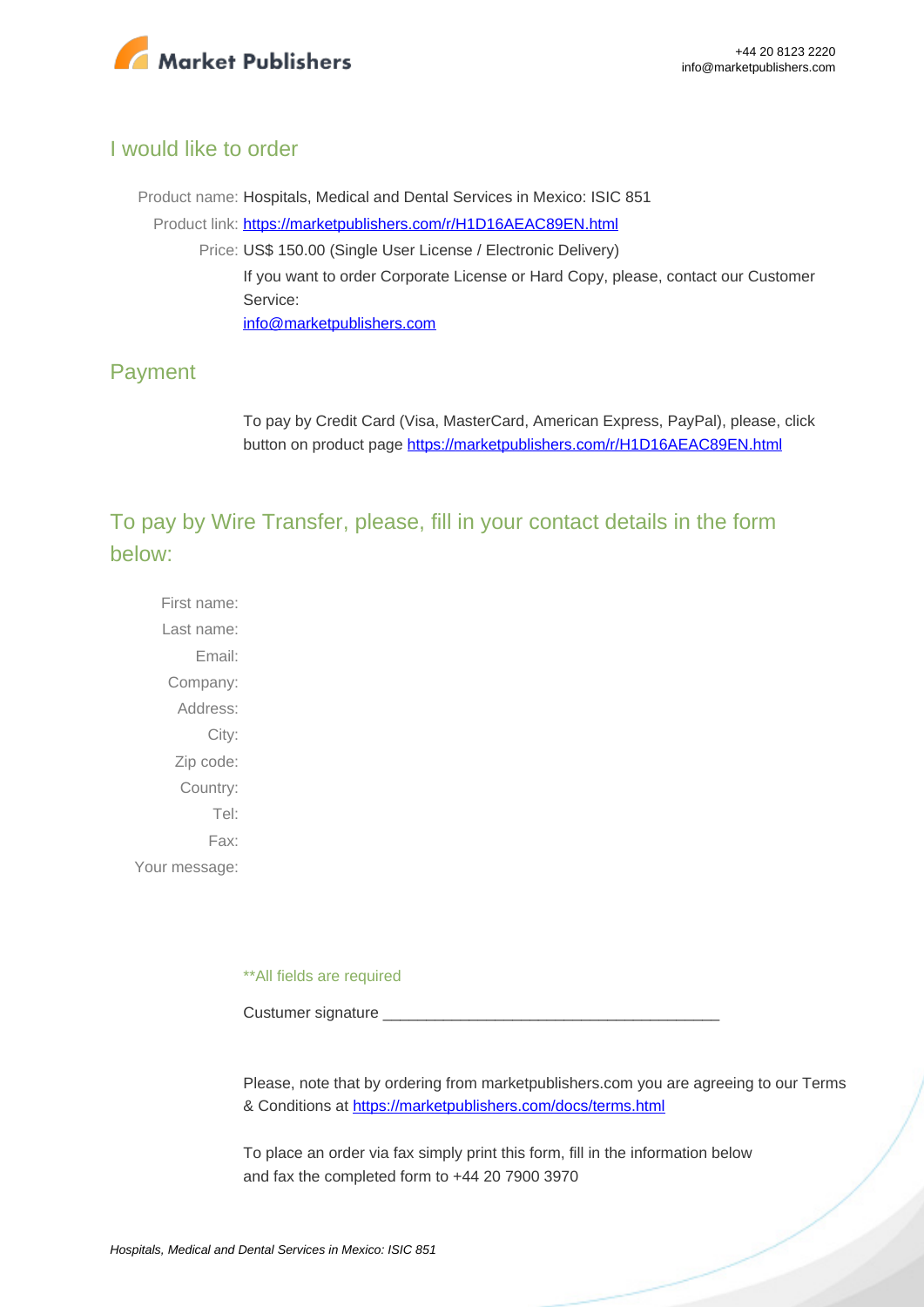## I would like to order

Product name: Hospitals, Medical and Dental Services in Mexico: ISIC 851

Product link: https://marketpublishers.com/r/H1D16AEAC89EN.html

Price: US$ 150.00 (Single User License / Electronic Delivery)

If you want to order Corporate License or Hard Copy, please, contact our Customer Service:

info@marketpublishers.com

## Payment

To pay by Credit Card (Visa, MasterCard, American Express, PayPal), please, click button on product page https://marketpublishers.com/r/H1D16AEAC89EN.html

## To pay by Wire Transfer, please, fill in your contact details in the form below:

First name:

Last name:

Email:

Company:

Address:

City:

Zip code:

Country:

Tel:

Fax:

Your message:

**All fields are required

Custumer signature _______________________________________

Please, note that by ordering from marketpublishers.com you are agreeing to our Terms & Conditions at https://marketpublishers.com/docs/terms.html

To place an order via fax simply print this form, fill in the information below and fax the completed form to +44 20 7900 3970